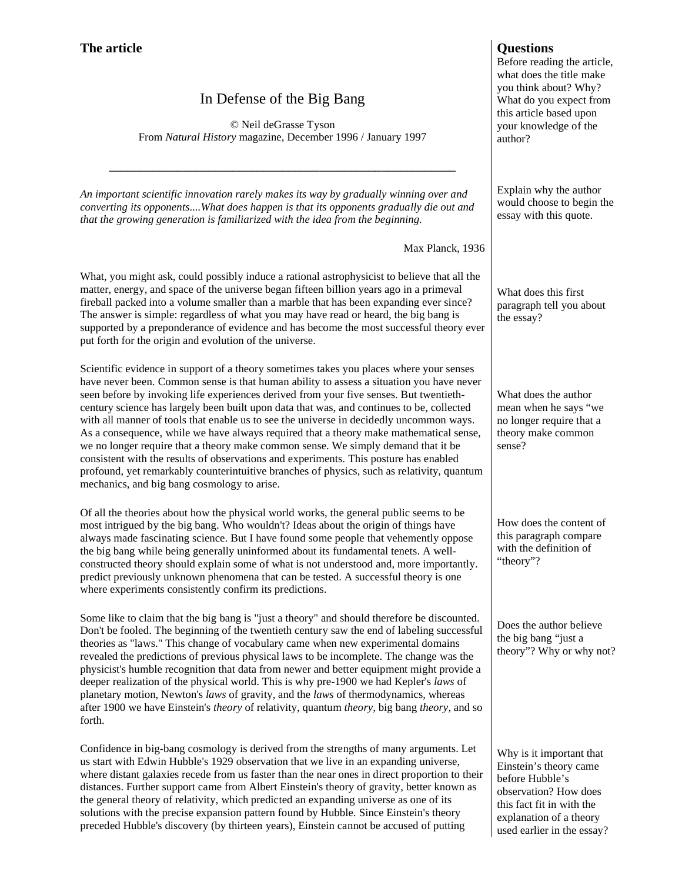## The article

## Questions

Before reading the article, what does the title make you think about? Why? What do you expect from this article based upon your knowledge of the author?

# In Defense of the Big Bang

© Neil deGrasse Tyson
From *Natural History* magazine, December 1996 / January 1997

---

*An important scientific innovation rarely makes its way by gradually winning over and converting its opponents....What does happen is that its opponents gradually die out and that the growing generation is familiarized with the idea from the beginning.*

Max Planck, 1936

Explain why the author would choose to begin the essay with this quote.

What, you might ask, could possibly induce a rational astrophysicist to believe that all the matter, energy, and space of the universe began fifteen billion years ago in a primeval fireball packed into a volume smaller than a marble that has been expanding ever since? The answer is simple: regardless of what you may have read or heard, the big bang is supported by a preponderance of evidence and has become the most successful theory ever put forth for the origin and evolution of the universe.

What does this first paragraph tell you about the essay?

Scientific evidence in support of a theory sometimes takes you places where your senses have never been. Common sense is that human ability to assess a situation you have never seen before by invoking life experiences derived from your five senses. But twentieth-century science has largely been built upon data that was, and continues to be, collected with all manner of tools that enable us to see the universe in decidedly uncommon ways. As a consequence, while we have always required that a theory make mathematical sense, we no longer require that a theory make common sense. We simply demand that it be consistent with the results of observations and experiments. This posture has enabled profound, yet remarkably counterintuitive branches of physics, such as relativity, quantum mechanics, and big bang cosmology to arise.

What does the author mean when he says "we no longer require that a theory make common sense?

Of all the theories about how the physical world works, the general public seems to be most intrigued by the big bang. Who wouldn't? Ideas about the origin of things have always made fascinating science. But I have found some people that vehemently oppose the big bang while being generally uninformed about its fundamental tenets. A well-constructed theory should explain some of what is not understood and, more importantly. predict previously unknown phenomena that can be tested. A successful theory is one where experiments consistently confirm its predictions.

How does the content of this paragraph compare with the definition of "theory"?

Some like to claim that the big bang is "just a theory" and should therefore be discounted. Don't be fooled. The beginning of the twentieth century saw the end of labeling successful theories as "laws." This change of vocabulary came when new experimental domains revealed the predictions of previous physical laws to be incomplete. The change was the physicist's humble recognition that data from newer and better equipment might provide a deeper realization of the physical world. This is why pre-1900 we had Kepler's *laws* of planetary motion, Newton's *laws* of gravity, and the *laws* of thermodynamics, whereas after 1900 we have Einstein's *theory* of relativity, quantum *theory*, big bang *theory*, and so forth.

Does the author believe the big bang "just a theory"? Why or why not?

Confidence in big-bang cosmology is derived from the strengths of many arguments. Let us start with Edwin Hubble's 1929 observation that we live in an expanding universe, where distant galaxies recede from us faster than the near ones in direct proportion to their distances. Further support came from Albert Einstein's theory of gravity, better known as the general theory of relativity, which predicted an expanding universe as one of its solutions with the precise expansion pattern found by Hubble. Since Einstein's theory preceded Hubble's discovery (by thirteen years), Einstein cannot be accused of putting

Why is it important that Einstein's theory came before Hubble's observation? How does this fact fit in with the explanation of a theory used earlier in the essay?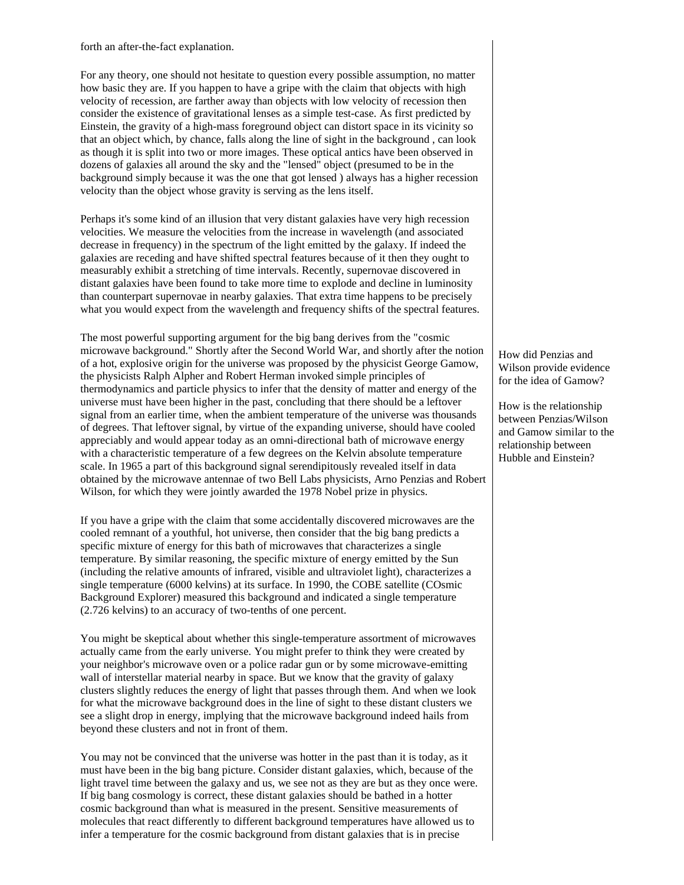forth an after-the-fact explanation.

For any theory, one should not hesitate to question every possible assumption, no matter how basic they are. If you happen to have a gripe with the claim that objects with high velocity of recession, are farther away than objects with low velocity of recession then consider the existence of gravitational lenses as a simple test-case. As first predicted by Einstein, the gravity of a high-mass foreground object can distort space in its vicinity so that an object which, by chance, falls along the line of sight in the background , can look as though it is split into two or more images. These optical antics have been observed in dozens of galaxies all around the sky and the "lensed" object (presumed to be in the background simply because it was the one that got lensed ) always has a higher recession velocity than the object whose gravity is serving as the lens itself.

Perhaps it's some kind of an illusion that very distant galaxies have very high recession velocities. We measure the velocities from the increase in wavelength (and associated decrease in frequency) in the spectrum of the light emitted by the galaxy. If indeed the galaxies are receding and have shifted spectral features because of it then they ought to measurably exhibit a stretching of time intervals. Recently, supernovae discovered in distant galaxies have been found to take more time to explode and decline in luminosity than counterpart supernovae in nearby galaxies. That extra time happens to be precisely what you would expect from the wavelength and frequency shifts of the spectral features.

The most powerful supporting argument for the big bang derives from the "cosmic microwave background." Shortly after the Second World War, and shortly after the notion of a hot, explosive origin for the universe was proposed by the physicist George Gamow, the physicists Ralph Alpher and Robert Herman invoked simple principles of thermodynamics and particle physics to infer that the density of matter and energy of the universe must have been higher in the past, concluding that there should be a leftover signal from an earlier time, when the ambient temperature of the universe was thousands of degrees. That leftover signal, by virtue of the expanding universe, should have cooled appreciably and would appear today as an omni-directional bath of microwave energy with a characteristic temperature of a few degrees on the Kelvin absolute temperature scale. In 1965 a part of this background signal serendipitously revealed itself in data obtained by the microwave antennae of two Bell Labs physicists, Arno Penzias and Robert Wilson, for which they were jointly awarded the 1978 Nobel prize in physics.

How did Penzias and Wilson provide evidence for the idea of Gamow?

How is the relationship between Penzias/Wilson and Gamow similar to the relationship between Hubble and Einstein?

If you have a gripe with the claim that some accidentally discovered microwaves are the cooled remnant of a youthful, hot universe, then consider that the big bang predicts a specific mixture of energy for this bath of microwaves that characterizes a single temperature. By similar reasoning, the specific mixture of energy emitted by the Sun (including the relative amounts of infrared, visible and ultraviolet light), characterizes a single temperature (6000 kelvins) at its surface. In 1990, the COBE satellite (COsmic Background Explorer) measured this background and indicated a single temperature (2.726 kelvins) to an accuracy of two-tenths of one percent.

You might be skeptical about whether this single-temperature assortment of microwaves actually came from the early universe. You might prefer to think they were created by your neighbor's microwave oven or a police radar gun or by some microwave-emitting wall of interstellar material nearby in space. But we know that the gravity of galaxy clusters slightly reduces the energy of light that passes through them. And when we look for what the microwave background does in the line of sight to these distant clusters we see a slight drop in energy, implying that the microwave background indeed hails from beyond these clusters and not in front of them.

You may not be convinced that the universe was hotter in the past than it is today, as it must have been in the big bang picture. Consider distant galaxies, which, because of the light travel time between the galaxy and us, we see not as they are but as they once were. If big bang cosmology is correct, these distant galaxies should be bathed in a hotter cosmic background than what is measured in the present. Sensitive measurements of molecules that react differently to different background temperatures have allowed us to infer a temperature for the cosmic background from distant galaxies that is in precise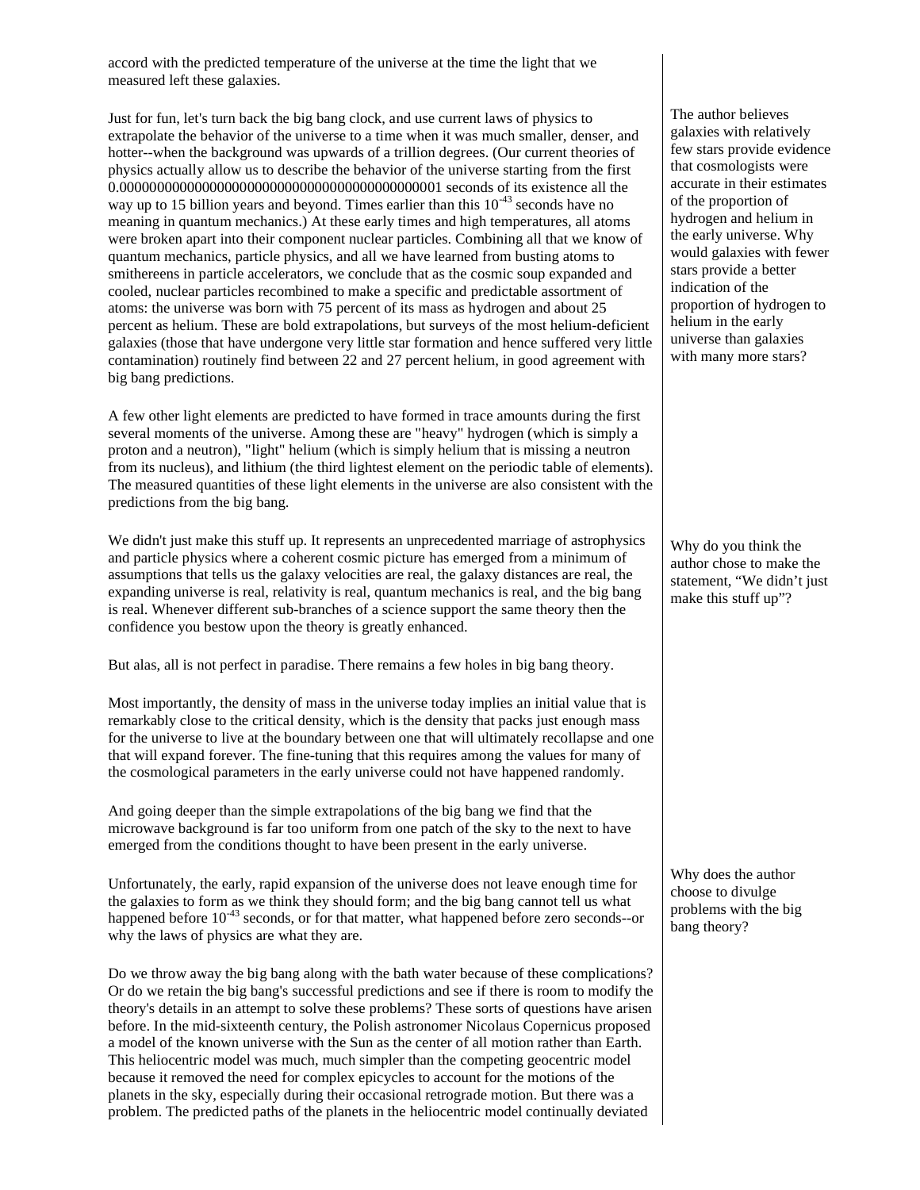accord with the predicted temperature of the universe at the time the light that we measured left these galaxies.

Just for fun, let's turn back the big bang clock, and use current laws of physics to extrapolate the behavior of the universe to a time when it was much smaller, denser, and hotter--when the background was upwards of a trillion degrees. (Our current theories of physics actually allow us to describe the behavior of the universe starting from the first 0.0000000000000000000000000000000000000000001 seconds of its existence all the way up to 15 billion years and beyond. Times earlier than this $10^{-43}$ seconds have no meaning in quantum mechanics.) At these early times and high temperatures, all atoms were broken apart into their component nuclear particles. Combining all that we know of quantum mechanics, particle physics, and all we have learned from busting atoms to smithereens in particle accelerators, we conclude that as the cosmic soup expanded and cooled, nuclear particles recombined to make a specific and predictable assortment of atoms: the universe was born with 75 percent of its mass as hydrogen and about 25 percent as helium. These are bold extrapolations, but surveys of the most helium-deficient galaxies (those that have undergone very little star formation and hence suffered very little contamination) routinely find between 22 and 27 percent helium, in good agreement with big bang predictions.

The author believes galaxies with relatively few stars provide evidence that cosmologists were accurate in their estimates of the proportion of hydrogen and helium in the early universe. Why would galaxies with fewer stars provide a better indication of the proportion of hydrogen to helium in the early universe than galaxies with many more stars?

A few other light elements are predicted to have formed in trace amounts during the first several moments of the universe. Among these are "heavy" hydrogen (which is simply a proton and a neutron), "light" helium (which is simply helium that is missing a neutron from its nucleus), and lithium (the third lightest element on the periodic table of elements). The measured quantities of these light elements in the universe are also consistent with the predictions from the big bang.

We didn't just make this stuff up. It represents an unprecedented marriage of astrophysics and particle physics where a coherent cosmic picture has emerged from a minimum of assumptions that tells us the galaxy velocities are real, the galaxy distances are real, the expanding universe is real, relativity is real, quantum mechanics is real, and the big bang is real. Whenever different sub-branches of a science support the same theory then the confidence you bestow upon the theory is greatly enhanced.

Why do you think the author chose to make the statement, "We didn't just make this stuff up"?

But alas, all is not perfect in paradise. There remains a few holes in big bang theory.

Most importantly, the density of mass in the universe today implies an initial value that is remarkably close to the critical density, which is the density that packs just enough mass for the universe to live at the boundary between one that will ultimately recollapse and one that will expand forever. The fine-tuning that this requires among the values for many of the cosmological parameters in the early universe could not have happened randomly.

And going deeper than the simple extrapolations of the big bang we find that the microwave background is far too uniform from one patch of the sky to the next to have emerged from the conditions thought to have been present in the early universe.

Unfortunately, the early, rapid expansion of the universe does not leave enough time for the galaxies to form as we think they should form; and the big bang cannot tell us what happened before $10^{-43}$ seconds, or for that matter, what happened before zero seconds--or why the laws of physics are what they are.

Why does the author choose to divulge problems with the big bang theory?

Do we throw away the big bang along with the bath water because of these complications? Or do we retain the big bang's successful predictions and see if there is room to modify the theory's details in an attempt to solve these problems? These sorts of questions have arisen before. In the mid-sixteenth century, the Polish astronomer Nicolaus Copernicus proposed a model of the known universe with the Sun as the center of all motion rather than Earth. This heliocentric model was much, much simpler than the competing geocentric model because it removed the need for complex epicycles to account for the motions of the planets in the sky, especially during their occasional retrograde motion. But there was a problem. The predicted paths of the planets in the heliocentric model continually deviated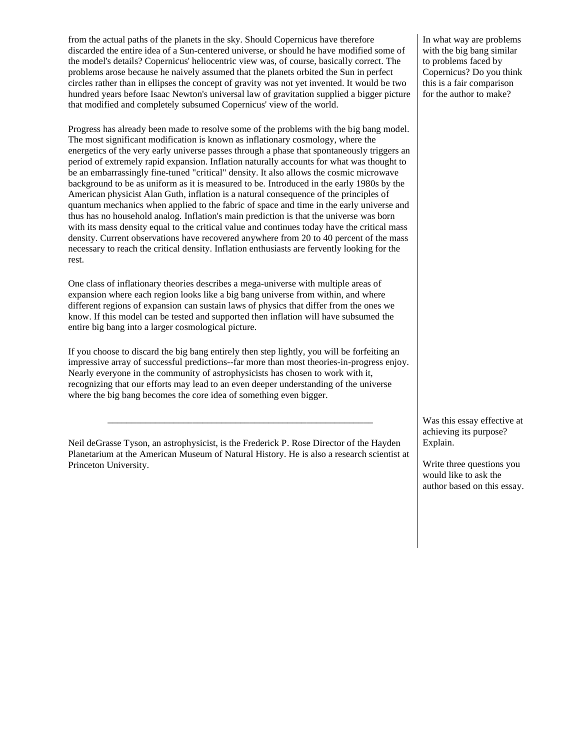from the actual paths of the planets in the sky. Should Copernicus have therefore discarded the entire idea of a Sun-centered universe, or should he have modified some of the model's details? Copernicus' heliocentric view was, of course, basically correct. The problems arose because he naively assumed that the planets orbited the Sun in perfect circles rather than in ellipses the concept of gravity was not yet invented. It would be two hundred years before Isaac Newton's universal law of gravitation supplied a bigger picture that modified and completely subsumed Copernicus' view of the world.

In what way are problems with the big bang similar to problems faced by Copernicus? Do you think this is a fair comparison for the author to make?

Progress has already been made to resolve some of the problems with the big bang model. The most significant modification is known as inflationary cosmology, where the energetics of the very early universe passes through a phase that spontaneously triggers an period of extremely rapid expansion. Inflation naturally accounts for what was thought to be an embarrassingly fine-tuned "critical" density. It also allows the cosmic microwave background to be as uniform as it is measured to be. Introduced in the early 1980s by the American physicist Alan Guth, inflation is a natural consequence of the principles of quantum mechanics when applied to the fabric of space and time in the early universe and thus has no household analog. Inflation's main prediction is that the universe was born with its mass density equal to the critical value and continues today have the critical mass density. Current observations have recovered anywhere from 20 to 40 percent of the mass necessary to reach the critical density. Inflation enthusiasts are fervently looking for the rest.

One class of inflationary theories describes a mega-universe with multiple areas of expansion where each region looks like a big bang universe from within, and where different regions of expansion can sustain laws of physics that differ from the ones we know. If this model can be tested and supported then inflation will have subsumed the entire big bang into a larger cosmological picture.

If you choose to discard the big bang entirely then step lightly, you will be forfeiting an impressive array of successful predictions--far more than most theories-in-progress enjoy. Nearly everyone in the community of astrophysicists has chosen to work with it, recognizing that our efforts may lead to an even deeper understanding of the universe where the big bang becomes the core idea of something even bigger.

---

Neil deGrasse Tyson, an astrophysicist, is the Frederick P. Rose Director of the Hayden Planetarium at the American Museum of Natural History. He is also a research scientist at Princeton University.

Was this essay effective at achieving its purpose? Explain.

Write three questions you would like to ask the author based on this essay.